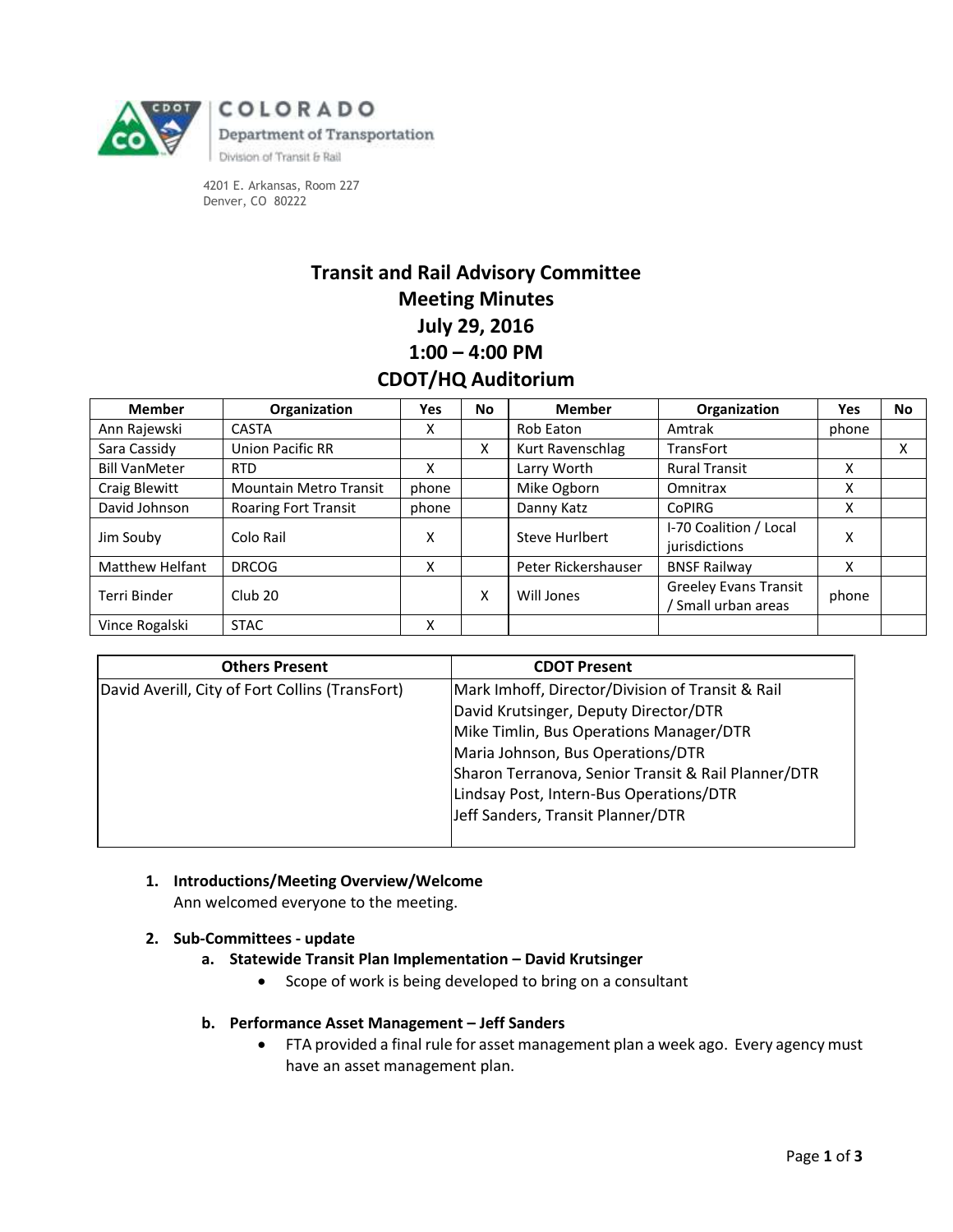COLORADO
Department of Transportation
Division of Transit & Rail

4201 E. Arkansas, Room 227
Denver, CO 80222

# Transit and Rail Advisory Committee
# Meeting Minutes
# July 29, 2016
# 1:00 – 4:00 PM
# CDOT/HQ Auditorium

| Member | Organization | Yes | No | Member | Organization | Yes | No |
|---|---|---|---|---|---|---|---|
| Ann Rajewski | CASTA | X | | Rob Eaton | Amtrak | phone | |
| Sara Cassidy | Union Pacific RR | | X | Kurt Ravenschlag | TransFort | | X |
| Bill VanMeter | RTD | X | | Larry Worth | Rural Transit | X | |
| Craig Blewitt | Mountain Metro Transit | phone | | Mike Ogborn | Omnitrax | X | |
| David Johnson | Roaring Fort Transit | phone | | Danny Katz | CoPIRG | X | |
| Jim Souby | Colo Rail | X | | Steve Hurlbert | I-70 Coalition / Local jurisdictions | X | |
| Matthew Helfant | DRCOG | X | | Peter Rickershauser | BNSF Railway | X | |
| Terri Binder | Club 20 | | X | Will Jones | Greeley Evans Transit / Small urban areas | phone | |
| Vince Rogalski | STAC | X | | | | | |

| Others Present | CDOT Present |
|---|---|
| David Averill, City of Fort Collins (TransFort) | Mark Imhoff, Director/Division of Transit & Rail<br>David Krutsinger, Deputy Director/DTR<br>Mike Timlin, Bus Operations Manager/DTR<br>Maria Johnson, Bus Operations/DTR<br>Sharon Terranova, Senior Transit & Rail Planner/DTR<br>Lindsay Post, Intern-Bus Operations/DTR<br>Jeff Sanders, Transit Planner/DTR |

1. **Introductions/Meeting Overview/Welcome**
   Ann welcomed everyone to the meeting.

2. **Sub-Committees - update**
   a. **Statewide Transit Plan Implementation – David Krutsinger**
      - Scope of work is being developed to bring on a consultant

   b. **Performance Asset Management – Jeff Sanders**
      - FTA provided a final rule for asset management plan a week ago. Every agency must have an asset management plan.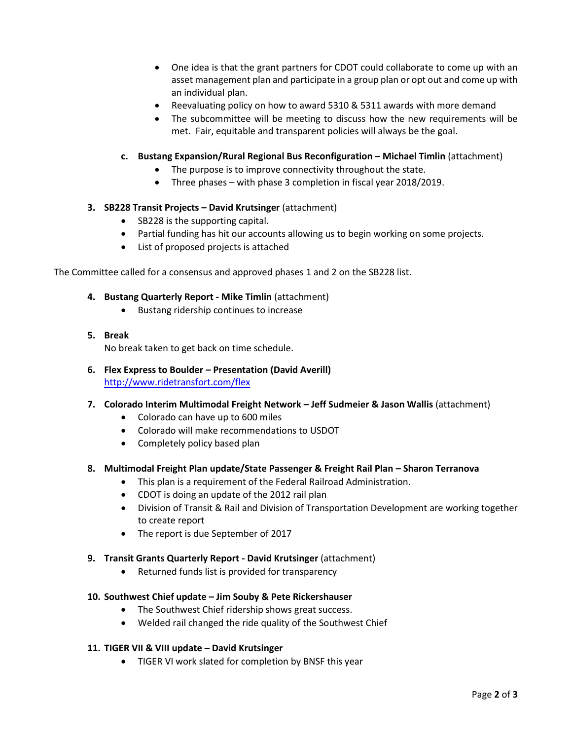- One idea is that the grant partners for CDOT could collaborate to come up with an asset management plan and participate in a group plan or opt out and come up with an individual plan.
- Reevaluating policy on how to award 5310 & 5311 awards with more demand
- The subcommittee will be meeting to discuss how the new requirements will be met. Fair, equitable and transparent policies will always be the goal.

c. **Bustang Expansion/Rural Regional Bus Reconfiguration – Michael Timlin** (attachment)
   - The purpose is to improve connectivity throughout the state.
   - Three phases – with phase 3 completion in fiscal year 2018/2019.

3. **SB228 Transit Projects – David Krutsinger** (attachment)
   - SB228 is the supporting capital.
   - Partial funding has hit our accounts allowing us to begin working on some projects.
   - List of proposed projects is attached

The Committee called for a consensus and approved phases 1 and 2 on the SB228 list.

4. **Bustang Quarterly Report - Mike Timlin** (attachment)
   - Bustang ridership continues to increase

5. **Break**
   No break taken to get back on time schedule.

6. **Flex Express to Boulder – Presentation (David Averill)**
   http://www.ridetransfort.com/flex

7. **Colorado Interim Multimodal Freight Network – Jeff Sudmeier & Jason Wallis** (attachment)
   - Colorado can have up to 600 miles
   - Colorado will make recommendations to USDOT
   - Completely policy based plan

8. **Multimodal Freight Plan update/State Passenger & Freight Rail Plan – Sharon Terranova**
   - This plan is a requirement of the Federal Railroad Administration.
   - CDOT is doing an update of the 2012 rail plan
   - Division of Transit & Rail and Division of Transportation Development are working together to create report
   - The report is due September of 2017

9. **Transit Grants Quarterly Report - David Krutsinger** (attachment)
   - Returned funds list is provided for transparency

10. **Southwest Chief update – Jim Souby & Pete Rickershauser**
    - The Southwest Chief ridership shows great success.
    - Welded rail changed the ride quality of the Southwest Chief

11. **TIGER VII & VIII update – David Krutsinger**
    - TIGER VI work slated for completion by BNSF this year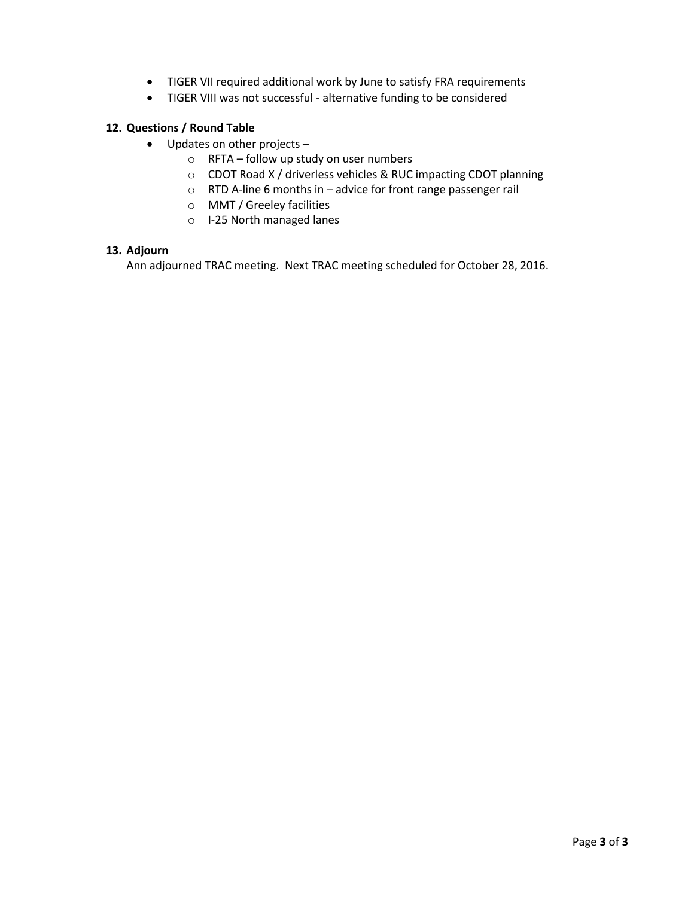- TIGER VII required additional work by June to satisfy FRA requirements
- TIGER VIII was not successful - alternative funding to be considered

**12. Questions / Round Table**

- Updates on other projects –
  - RFTA – follow up study on user numbers
  - CDOT Road X / driverless vehicles & RUC impacting CDOT planning
  - RTD A-line 6 months in – advice for front range passenger rail
  - MMT / Greeley facilities
  - I-25 North managed lanes

**13. Adjourn**

Ann adjourned TRAC meeting. Next TRAC meeting scheduled for October 28, 2016.